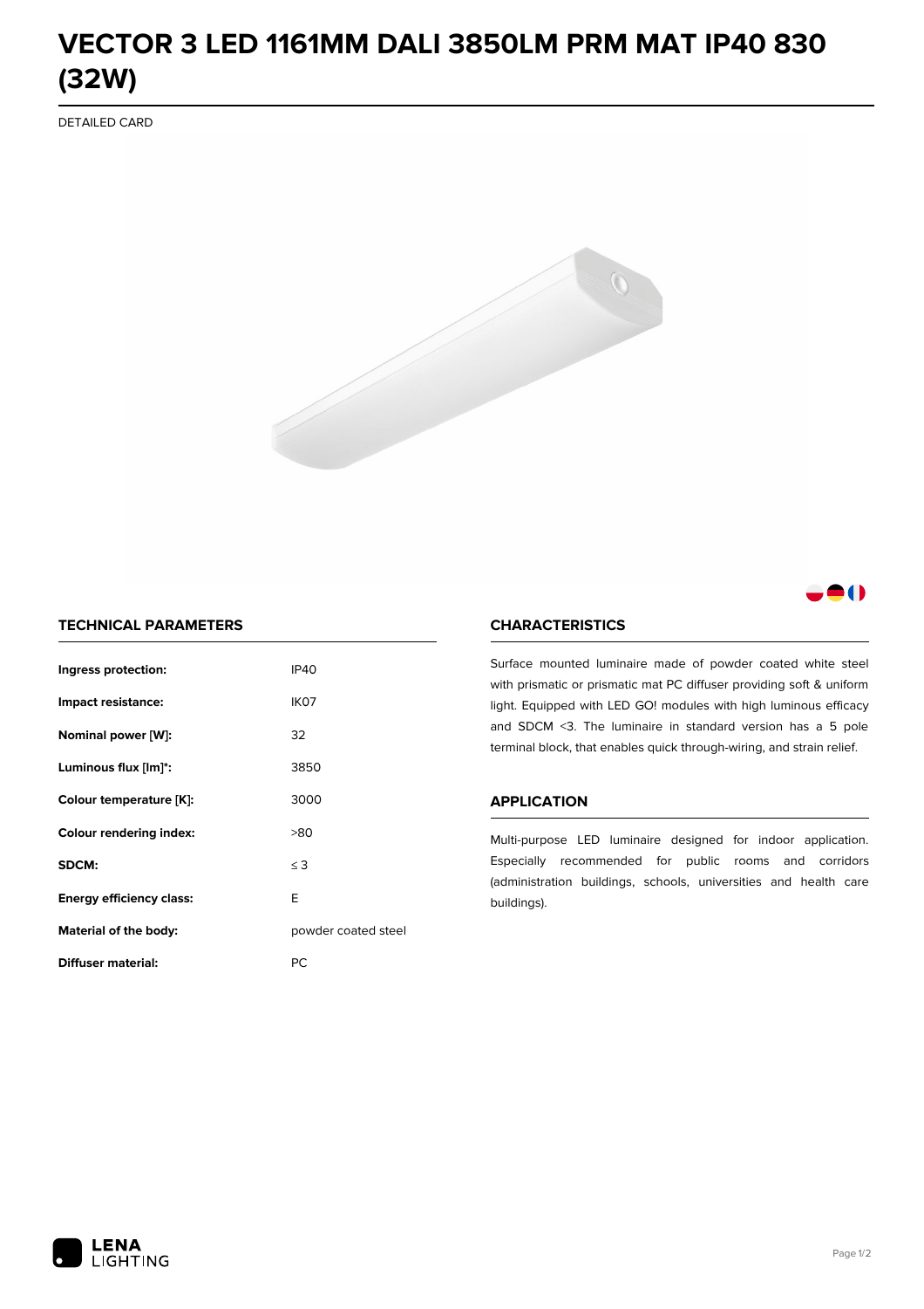# VECTOR 3 LED 1161MM DALI 3850LM PRM MAT IP40 830 (32W)

DETAILED CARD

## TECHNICAL PARAMETERS

| | |
|---|---|
| **Ingress protection:** | IP40 |
| **Impact resistance:** | IK07 |
| **Nominal power [W]:** | 32 |
| **Luminous flux [lm]*:** | 3850 |
| **Colour temperature [K]:** | 3000 |
| **Colour rendering index:** | >80 |
| **SDCM:** | ≤ 3 |
| **Energy efficiency class:** | E |
| **Material of the body:** | powder coated steel |
| **Diffuser material:** | PC |

## CHARACTERISTICS

Surface mounted luminaire made of powder coated white steel with prismatic or prismatic mat PC diffuser providing soft & uniform light. Equipped with LED GO! modules with high luminous efficacy and SDCM <3. The luminaire in standard version has a 5 pole terminal block, that enables quick through-wiring, and strain relief.

## APPLICATION

Multi-purpose LED luminaire designed for indoor application. Especially recommended for public rooms and corridors (administration buildings, schools, universities and health care buildings).

LENA LIGHTING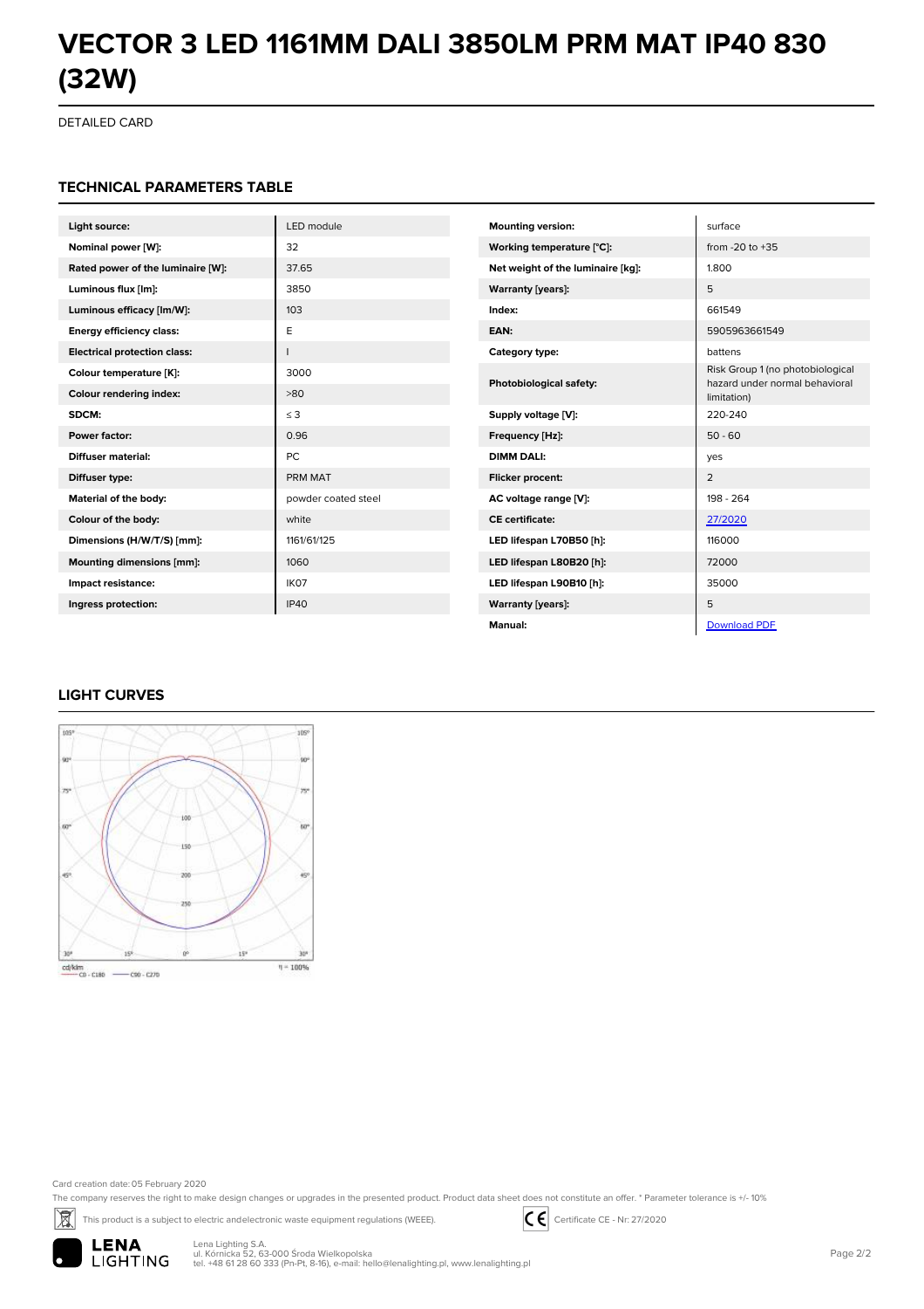# VECTOR 3 LED 1161MM DALI 3850LM PRM MAT IP40 830 (32W)

DETAILED CARD

## TECHNICAL PARAMETERS TABLE

| | |
|---|---|
| **Light source:** | LED module |
| **Nominal power [W]:** | 32 |
| **Rated power of the luminaire [W]:** | 37.65 |
| **Luminous flux [lm]:** | 3850 |
| **Luminous efficacy [lm/W]:** | 103 |
| **Energy efficiency class:** | E |
| **Electrical protection class:** | I |
| **Colour temperature [K]:** | 3000 |
| **Colour rendering index:** | >80 |
| **SDCM:** | ≤ 3 |
| **Power factor:** | 0.96 |
| **Diffuser material:** | PC |
| **Diffuser type:** | PRM MAT |
| **Material of the body:** | powder coated steel |
| **Colour of the body:** | white |
| **Dimensions (H/W/T/S) [mm]:** | 1161/61/125 |
| **Mounting dimensions [mm]:** | 1060 |
| **Impact resistance:** | IK07 |
| **Ingress protection:** | IP40 |

| | |
|---|---|
| **Mounting version:** | surface |
| **Working temperature [°C]:** | from -20 to +35 |
| **Net weight of the luminaire [kg]:** | 1.800 |
| **Warranty [years]:** | 5 |
| **Index:** | 661549 |
| **EAN:** | 5905963661549 |
| **Category type:** | battens |
| **Photobiological safety:** | Risk Group 1 (no photobiological hazard under normal behavioral limitation) |
| **Supply voltage [V]:** | 220-240 |
| **Frequency [Hz]:** | 50 - 60 |
| **DIMM DALI:** | yes |
| **Flicker procent:** | 2 |
| **AC voltage range [V]:** | 198 - 264 |
| **CE certificate:** | 27/2020 |
| **LED lifespan L70B50 [h]:** | 116000 |
| **LED lifespan L80B20 [h]:** | 72000 |
| **LED lifespan L90B10 [h]:** | 35000 |
| **Warranty [years]:** | 5 |
| **Manual:** | Download PDF |

## LIGHT CURVES

105° 105°
90° 90°
75° 75°
60° 60°
45° 45°
30° 15° 0° 15° 30°
100
150
200
250
cd/klm
C0 - C180 C90 - C270
η = 100%

Card creation date: 05 February 2020

The company reserves the right to make design changes or upgrades in the presented product. Product data sheet does not constitute an offer. * Parameter tolerance is +/- 10%

This product is a subject to electric andelectronic waste equipment regulations (WEEE).

Certificate CE - Nr: 27/2020

LENA LIGHTING

Lena Lighting S.A.
ul. Kórnicka 52, 63-000 Środa Wielkopolska
tel. +48 61 28 60 333 (Pn-Pt, 8-16), e-mail: hello@lenalighting.pl, www.lenalighting.pl